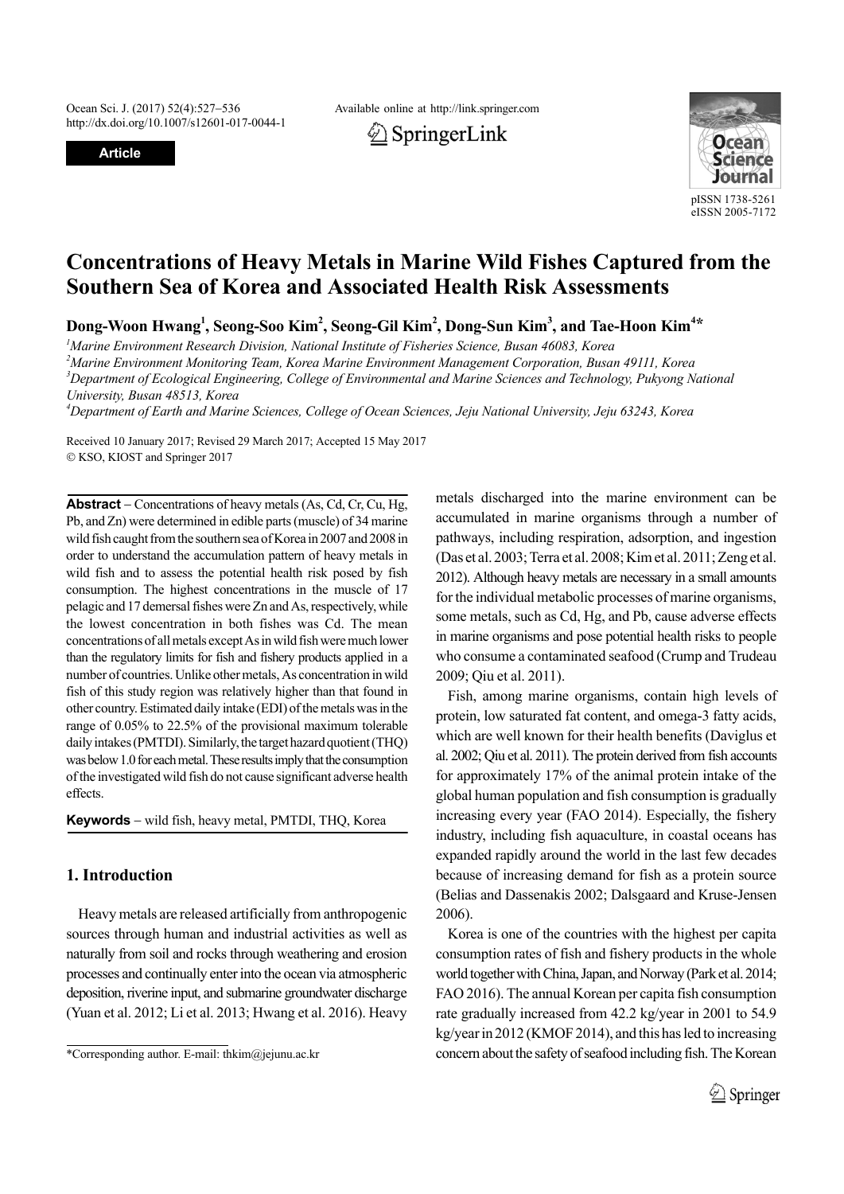Article

# Concentrations of Heavy Metals in Marine Wild Fishes Captured from the Southern Sea of Korea and Associated Health Risk Assessments

**Dong-Woon Hwang[1], Seong-Soo Kim[2], Seong-Gil Kim[2], Dong-Sun Kim[3], and Tae-Hoon Kim[4]***

[1]*Marine Environment Research Division, National Institute of Fisheries Science, Busan 46083, Korea*
[2]*Marine Environment Monitoring Team, Korea Marine Environment Management Corporation, Busan 49111, Korea*
[3]*Department of Ecological Engineering, College of Environmental and Marine Sciences and Technology, Pukyong National University, Busan 48513, Korea*
[4]*Department of Earth and Marine Sciences, College of Ocean Sciences, Jeju National University, Jeju 63243, Korea*

Received 10 January 2017; Revised 29 March 2017; Accepted 15 May 2017
© KSO, KIOST and Springer 2017

**Abstract** – Concentrations of heavy metals (As, Cd, Cr, Cu, Hg, Pb, and Zn) were determined in edible parts (muscle) of 34 marine wild fish caught from the southern sea of Korea in 2007 and 2008 in order to understand the accumulation pattern of heavy metals in wild fish and to assess the potential health risk posed by fish consumption. The highest concentrations in the muscle of 17 pelagic and 17 demersal fishes were Zn and As, respectively, while the lowest concentration in both fishes was Cd. The mean concentrations of all metals except As in wild fish were much lower than the regulatory limits for fish and fishery products applied in a number of countries. Unlike other metals, As concentration in wild fish of this study region was relatively higher than that found in other country. Estimated daily intake (EDI) of the metals was in the range of 0.05% to 22.5% of the provisional maximum tolerable daily intakes (PMTDI). Similarly, the target hazard quotient (THQ) was below 1.0 for each metal. These results imply that the consumption of the investigated wild fish do not cause significant adverse health effects.

**Keywords** – wild fish, heavy metal, PMTDI, THQ, Korea

## 1. Introduction

Heavy metals are released artificially from anthropogenic sources through human and industrial activities as well as naturally from soil and rocks through weathering and erosion processes and continually enter into the ocean via atmospheric deposition, riverine input, and submarine groundwater discharge (Yuan et al. 2012; Li et al. 2013; Hwang et al. 2016). Heavy metals discharged into the marine environment can be accumulated in marine organisms through a number of pathways, including respiration, adsorption, and ingestion (Das et al. 2003; Terra et al. 2008; Kim et al. 2011; Zeng et al. 2012). Although heavy metals are necessary in a small amounts for the individual metabolic processes of marine organisms, some metals, such as Cd, Hg, and Pb, cause adverse effects in marine organisms and pose potential health risks to people who consume a contaminated seafood (Crump and Trudeau 2009; Qiu et al. 2011).

Fish, among marine organisms, contain high levels of protein, low saturated fat content, and omega-3 fatty acids, which are well known for their health benefits (Daviglus et al. 2002; Qiu et al. 2011). The protein derived from fish accounts for approximately 17% of the animal protein intake of the global human population and fish consumption is gradually increasing every year (FAO 2014). Especially, the fishery industry, including fish aquaculture, in coastal oceans has expanded rapidly around the world in the last few decades because of increasing demand for fish as a protein source (Belias and Dassenakis 2002; Dalsgaard and Kruse-Jensen 2006).

Korea is one of the countries with the highest per capita consumption rates of fish and fishery products in the whole world together with China, Japan, and Norway (Park et al. 2014; FAO 2016). The annual Korean per capita fish consumption rate gradually increased from 42.2 kg/year in 2001 to 54.9 kg/year in 2012 (KMOF 2014), and this has led to increasing concern about the safety of seafood including fish. The Korean

*Corresponding author. E-mail: thkim@jejunu.ac.kr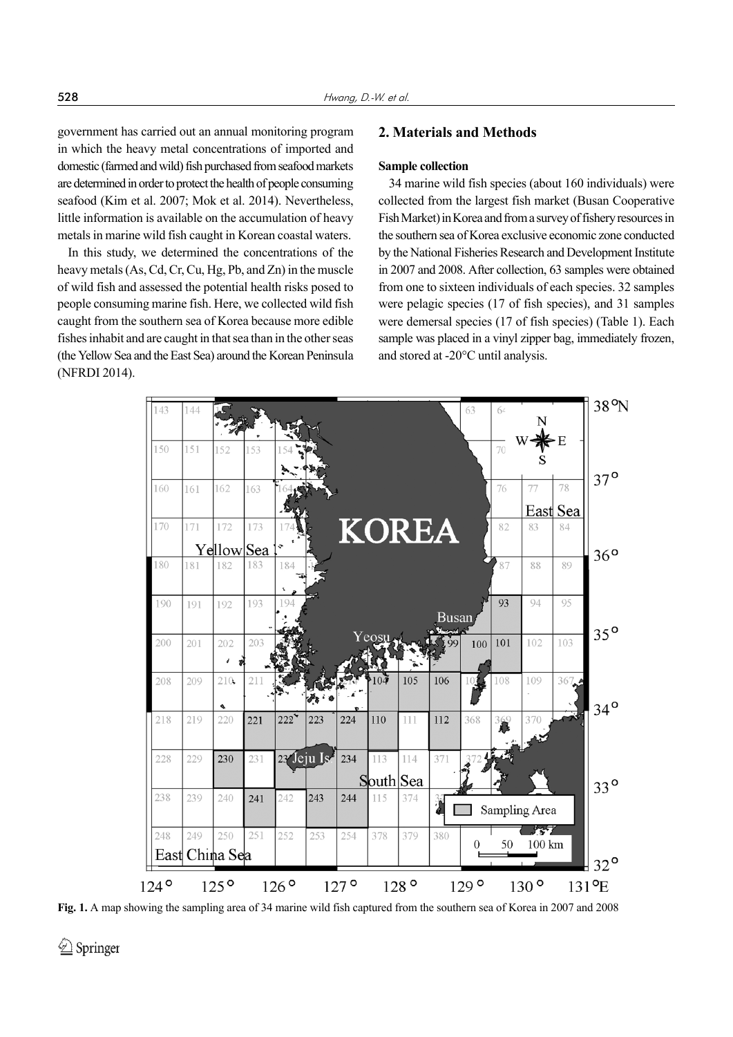government has carried out an annual monitoring program in which the heavy metal concentrations of imported and domestic (farmed and wild) fish purchased from seafood markets are determined in order to protect the health of people consuming seafood (Kim et al. 2007; Mok et al. 2014). Nevertheless, little information is available on the accumulation of heavy metals in marine wild fish caught in Korean coastal waters.

In this study, we determined the concentrations of the heavy metals (As, Cd, Cr, Cu, Hg, Pb, and Zn) in the muscle of wild fish and assessed the potential health risks posed to people consuming marine fish. Here, we collected wild fish caught from the southern sea of Korea because more edible fishes inhabit and are caught in that sea than in the other seas (the Yellow Sea and the East Sea) around the Korean Peninsula (NFRDI 2014).

## 2. Materials and Methods

**Sample collection**

34 marine wild fish species (about 160 individuals) were collected from the largest fish market (Busan Cooperative Fish Market) in Korea and from a survey of fishery resources in the southern sea of Korea exclusive economic zone conducted by the National Fisheries Research and Development Institute in 2007 and 2008. After collection, 63 samples were obtained from one to sixteen individuals of each species. 32 samples were pelagic species (17 of fish species), and 31 samples were demersal species (17 of fish species) (Table 1). Each sample was placed in a vinyl zipper bag, immediately frozen, and stored at -20°C until analysis.

**Fig. 1.** A map showing the sampling area of 34 marine wild fish captured from the southern sea of Korea in 2007 and 2008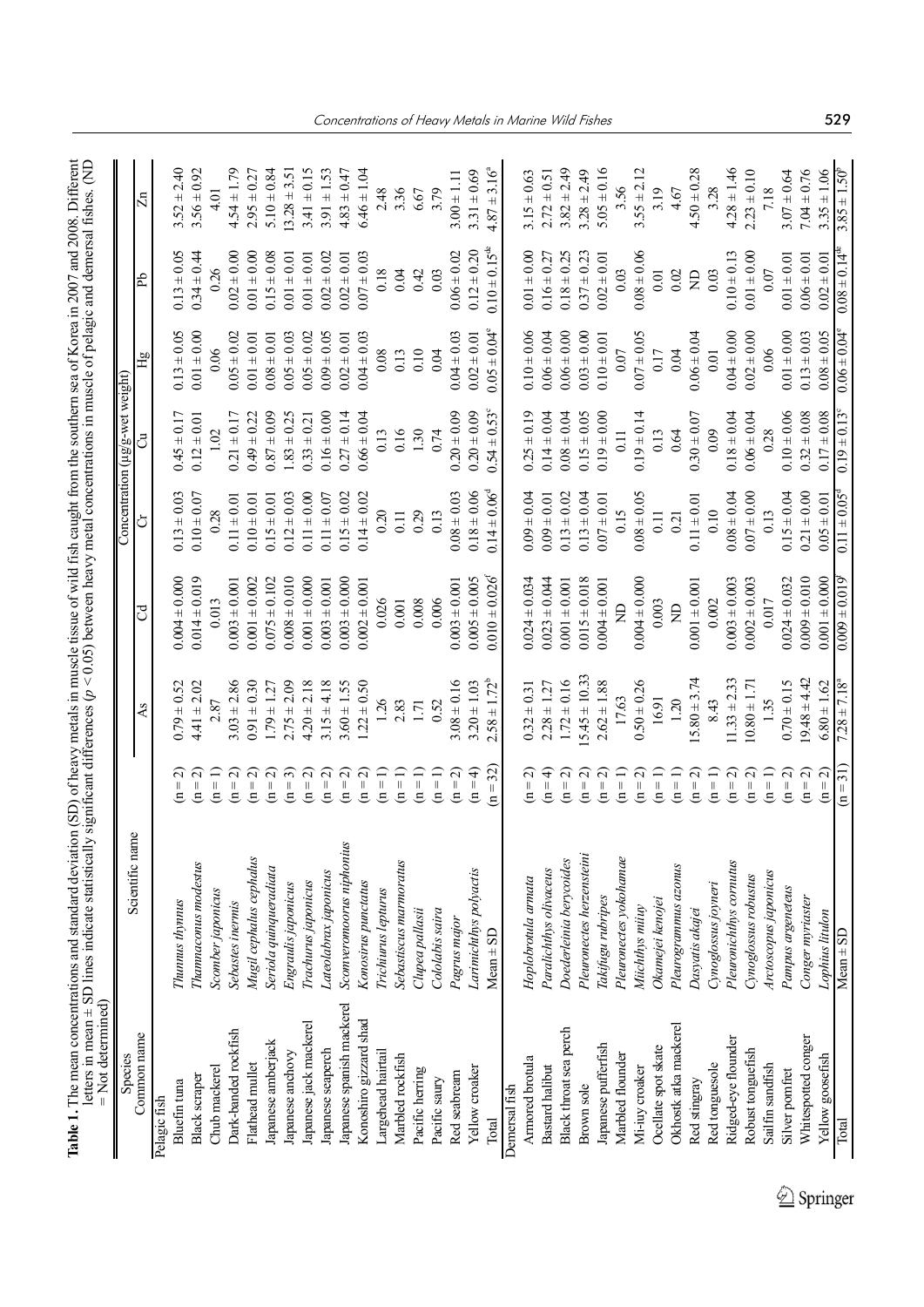**Table 1.** The mean concentrations and standard deviation (SD) of heavy metals in muscle tissue of wild fish caught from the southern sea of Korea in 2007 and 2008. Different letters in mean ± SD lines indicate statistically significant differences ($p < 0.05$) between heavy metal concentrations in muscle of pelagic and demersal fishes. (ND = Not determined)

| Species Common name | Scientific name | | Concentration (μg/g-wet weight) As | Cd | Cr | Cu | Hg | Pb | Zn |
|---|---|---|---|---|---|---|---|---|---|
| Pelagic fish | | | | | | | | | |
| Bluefin tuna | *Thunnus thynnus* | (n = 2) | 0.79 ± 0.52 | 0.004 ± 0.000 | 0.13 ± 0.03 | 0.45 ± 0.17 | 0.13 ± 0.05 | 0.13 ± 0.05 | 3.52 ± 2.40 |
| Black scraper | *Thamnaconus modestus* | (n = 2) | 4.41 ± 2.02 | 0.014 ± 0.019 | 0.10 ± 0.07 | 0.12 ± 0.01 | 0.01 ± 0.00 | 0.34 ± 0.44 | 3.56 ± 0.92 |
| Chub mackerel | *Scomber japonicus* | (n = 1) | 2.87 | 0.013 | 0.28 | 1.02 | 0.06 | 0.26 | 4.01 |
| Dark-banded rockfish | *Sebastes inermis* | (n = 2) | 3.03 ± 2.86 | 0.003 ± 0.001 | 0.11 ± 0.01 | 0.21 ± 0.17 | 0.05 ± 0.02 | 0.02 ± 0.00 | 4.54 ± 1.79 |
| Flathead mullet | *Mugil cephalus cephalus* | (n = 2) | 0.91 ± 0.30 | 0.001 ± 0.002 | 0.10 ± 0.01 | 0.49 ± 0.22 | 0.01 ± 0.01 | 0.01 ± 0.00 | 2.95 ± 0.27 |
| Japanese amberjack | *Seriola quinqueradiata* | (n = 2) | 1.79 ± 1.27 | 0.075 ± 0.102 | 0.15 ± 0.01 | 0.87 ± 0.09 | 0.08 ± 0.01 | 0.15 ± 0.08 | 5.10 ± 0.84 |
| Japanese anchovy | *Engraulis japonicus* | (n = 3) | 2.75 ± 2.09 | 0.008 ± 0.010 | 0.12 ± 0.03 | 1.83 ± 0.25 | 0.05 ± 0.03 | 0.01 ± 0.01 | 13.28 ± 3.51 |
| Japanese jack mackerel | *Trachurus japonicus* | (n = 2) | 4.20 ± 2.18 | 0.001 ± 0.000 | 0.11 ± 0.00 | 0.33 ± 0.21 | 0.05 ± 0.02 | 0.01 ± 0.01 | 3.41 ± 0.15 |
| Japanese seaperch | *Lateolabrax japonicus* | (n = 2) | 3.15 ± 4.18 | 0.003 ± 0.001 | 0.11 ± 0.07 | 0.16 ± 0.00 | 0.09 ± 0.05 | 0.02 ± 0.02 | 3.91 ± 1.53 |
| Japanese spanish mackerel | *Scomveromorus niphonius* | (n = 2) | 3.60 ± 1.55 | 0.003 ± 0.000 | 0.15 ± 0.02 | 0.27 ± 0.14 | 0.02 ± 0.01 | 0.02 ± 0.01 | 4.83 ± 0.47 |
| Konoshiro gizzard shad | *Konosirus punctatus* | (n = 2) | 1.22 ± 0.50 | 0.002 ± 0.001 | 0.14 ± 0.02 | 0.66 ± 0.04 | 0.04 ± 0.03 | 0.07 ± 0.03 | 6.46 ± 1.04 |
| Largehead hairtail | *Trichiurus lepturus* | (n = 1) | 1.26 | 0.026 | 0.20 | 0.13 | 0.08 | 0.18 | 2.48 |
| Marbled rockfish | *Sebastiscus marmoratus* | (n = 1) | 2.83 | 0.001 | 0.11 | 0.16 | 0.13 | 0.04 | 3.36 |
| Pacific herring | *Clupea pallasii* | (n = 1) | 1.71 | 0.008 | 0.29 | 1.30 | 0.10 | 0.42 | 6.67 |
| Pacific saury | *Cololabis saira* | (n = 1) | 0.52 | 0.006 | 0.13 | 0.74 | 0.04 | 0.03 | 3.79 |
| Red seabream | *Pagrus major* | (n = 2) | 3.08 ± 0.16 | 0.003 ± 0.001 | 0.08 ± 0.03 | 0.20 ± 0.09 | 0.04 ± 0.03 | 0.06 ± 0.02 | 3.00 ± 1.11 |
| Yellow croaker | *Larimichthys polyactis* | (n = 4) | 3.20 ± 1.03 | 0.005 ± 0.005 | 0.18 ± 0.06 | 0.20 ± 0.09 | 0.02 ± 0.01 | 0.12 ± 0.20 | 3.31 ± 0.69 |
| Total | Mean ± SD | (n = 32) | 2.58 ± 1.72[b] | 0.010 ± 0.026[f] | 0.14 ± 0.06[d] | 0.54 ± 0.53[c] | 0.05 ± 0.04[e] | 0.10 ± 0.15[de] | 4.87 ± 3.16[a] |
| Demersal fish | | | | | | | | | |
| Armored brotula | *Hoplobrotula armata* | (n = 2) | 0.32 ± 0.31 | 0.024 ± 0.034 | 0.09 ± 0.04 | 0.25 ± 0.19 | 0.10 ± 0.06 | 0.01 ± 0.00 | 3.15 ± 0.63 |
| Bastard halibut | *Paralichthys olivaceus* | (n = 4) | 2.28 ± 1.27 | 0.023 ± 0.044 | 0.09 ± 0.01 | 0.14 ± 0.04 | 0.06 ± 0.04 | 0.16 ± 0.27 | 2.72 ± 0.51 |
| Black throat sea perch | *Doederleinia berycoides* | (n = 2) | 1.72 ± 0.16 | 0.001 ± 0.001 | 0.13 ± 0.02 | 0.08 ± 0.04 | 0.06 ± 0.00 | 0.18 ± 0.25 | 3.82 ± 2.49 |
| Brown sole | *Pleuronectes herzensteini* | (n = 2) | 15.45 ± 10.33 | 0.015 ± 0.018 | 0.13 ± 0.04 | 0.15 ± 0.05 | 0.03 ± 0.00 | 0.37 ± 0.23 | 3.28 ± 2.49 |
| Japanese pufferfish | *Takifugu rubripes* | (n = 2) | 2.62 ± 1.88 | 0.004 ± 0.001 | 0.07 ± 0.01 | 0.19 ± 0.00 | 0.10 ± 0.01 | 0.02 ± 0.01 | 5.05 ± 0.16 |
| Marbled flounder | *Pleuronectes yokohamae* | (n = 1) | 17.63 | ND | 0.15 | 0.11 | 0.07 | 0.03 | 3.56 |
| Mi-iuy croaker | *Miichthys miiuy* | (n = 2) | 0.50 ± 0.26 | 0.004 ± 0.000 | 0.08 ± 0.05 | 0.19 ± 0.14 | 0.07 ± 0.05 | 0.08 ± 0.06 | 3.55 ± 2.12 |
| Ocellate spot skate | *Okamejei kenojei* | (n = 1) | 16.91 | 0.003 | 0.11 | 0.13 | 0.17 | 0.01 | 3.19 |
| Okhostk atka mackerel | *Pleurogrammus azonus* | (n = 1) | 1.20 | ND | 0.21 | 0.64 | 0.04 | 0.02 | 4.67 |
| Red stingray | *Dasyatis akajei* | (n = 2) | 15.80 ± 3.74 | 0.001 ± 0.001 | 0.11 ± 0.01 | 0.30 ± 0.07 | 0.06 ± 0.04 | ND | 4.50 ± 0.28 |
| Red tonguesole | *Cynoglossus joyneri* | (n = 1) | 8.43 | 0.002 | 0.10 | 0.09 | 0.01 | 0.03 | 3.28 |
| Ridged-eye flounder | *Pleuronichthys cornutus* | (n = 2) | 11.33 ± 2.33 | 0.003 ± 0.003 | 0.08 ± 0.04 | 0.18 ± 0.04 | 0.04 ± 0.00 | 0.10 ± 0.13 | 4.28 ± 1.46 |
| Robust tonguefish | *Cynoglossus robustus* | (n = 2) | 10.80 ± 1.71 | 0.002 ± 0.003 | 0.07 ± 0.00 | 0.06 ± 0.04 | 0.02 ± 0.00 | 0.01 ± 0.00 | 2.23 ± 0.10 |
| Sailfin sandfish | *Arctoscopus japonicus* | (n = 1) | 1.35 | 0.017 | 0.13 | 0.28 | 0.06 | 0.07 | 7.18 |
| Silver pomfret | *Pampus argenteus* | (n = 2) | 0.70 ± 0.15 | 0.024 ± 0.032 | 0.15 ± 0.04 | 0.10 ± 0.06 | 0.01 ± 0.00 | 0.01 ± 0.01 | 3.07 ± 0.64 |
| Whitespotted conger | *Conger myriaster* | (n = 2) | 19.48 ± 4.42 | 0.009 ± 0.010 | 0.21 ± 0.00 | 0.32 ± 0.08 | 0.13 ± 0.03 | 0.06 ± 0.01 | 7.04 ± 0.76 |
| Yellow goosefish | *Lophius litulon* | (n = 2) | 6.80 ± 1.62 | 0.001 ± 0.000 | 0.05 ± 0.01 | 0.17 ± 0.08 | 0.08 ± 0.05 | 0.02 ± 0.01 | 3.35 ± 1.06 |
| Total | Mean ± SD | (n = 31) | 7.28 ± 7.18[a] | 0.009 ± 0.019[f] | 0.11 ± 0.05[d] | 0.19 ± 0.13[c] | 0.06 ± 0.04[e] | 0.08 ± 0.14[de] | 3.85 ± 1.50[b] |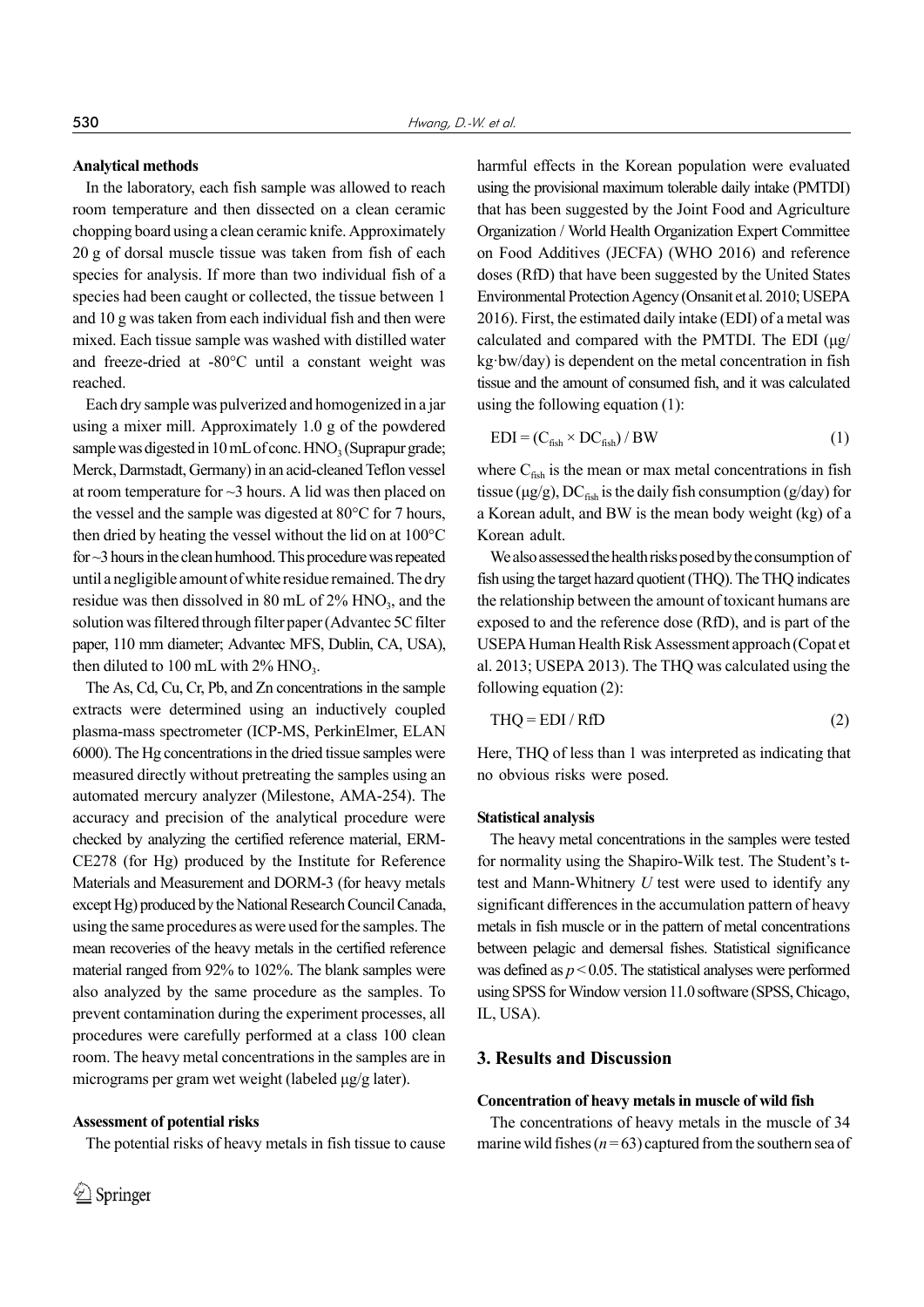#### Analytical methods

In the laboratory, each fish sample was allowed to reach room temperature and then dissected on a clean ceramic chopping board using a clean ceramic knife. Approximately 20 g of dorsal muscle tissue was taken from fish of each species for analysis. If more than two individual fish of a species had been caught or collected, the tissue between 1 and 10 g was taken from each individual fish and then were mixed. Each tissue sample was washed with distilled water and freeze-dried at -80°C until a constant weight was reached.

Each dry sample was pulverized and homogenized in a jar using a mixer mill. Approximately 1.0 g of the powdered sample was digested in 10 mL of conc. $HNO_3$ (Suprapur grade; Merck, Darmstadt, Germany) in an acid-cleaned Teflon vessel at room temperature for ~3 hours. A lid was then placed on the vessel and the sample was digested at 80°C for 7 hours, then dried by heating the vessel without the lid on at 100°C for ~3 hours in the clean humhood. This procedure was repeated until a negligible amount of white residue remained. The dry residue was then dissolved in 80 mL of 2% $HNO_3$, and the solution was filtered through filter paper (Advantec 5C filter paper, 110 mm diameter; Advantec MFS, Dublin, CA, USA), then diluted to 100 mL with 2% $HNO_3$.

The As, Cd, Cu, Cr, Pb, and Zn concentrations in the sample extracts were determined using an inductively coupled plasma-mass spectrometer (ICP-MS, PerkinElmer, ELAN 6000). The Hg concentrations in the dried tissue samples were measured directly without pretreating the samples using an automated mercury analyzer (Milestone, AMA-254). The accuracy and precision of the analytical procedure were checked by analyzing the certified reference material, ERM-CE278 (for Hg) produced by the Institute for Reference Materials and Measurement and DORM-3 (for heavy metals except Hg) produced by the National Research Council Canada, using the same procedures as were used for the samples. The mean recoveries of the heavy metals in the certified reference material ranged from 92% to 102%. The blank samples were also analyzed by the same procedure as the samples. To prevent contamination during the experiment processes, all procedures were carefully performed at a class 100 clean room. The heavy metal concentrations in the samples are in micrograms per gram wet weight (labeled μg/g later).

#### Assessment of potential risks

The potential risks of heavy metals in fish tissue to cause harmful effects in the Korean population were evaluated using the provisional maximum tolerable daily intake (PMTDI) that has been suggested by the Joint Food and Agriculture Organization / World Health Organization Expert Committee on Food Additives (JECFA) (WHO 2016) and reference doses (RfD) that have been suggested by the United States Environmental Protection Agency (Onsanit et al. 2010; USEPA 2016). First, the estimated daily intake (EDI) of a metal was calculated and compared with the PMTDI. The EDI (μg/kg·bw/day) is dependent on the metal concentration in fish tissue and the amount of consumed fish, and it was calculated using the following equation (1):

$$\mathrm{EDI} = (C_{fish} \times DC_{fish}) / \mathrm{BW} \quad (1)$$

where $C_{fish}$ is the mean or max metal concentrations in fish tissue (μg/g), $DC_{fish}$ is the daily fish consumption (g/day) for a Korean adult, and BW is the mean body weight (kg) of a Korean adult.

We also assessed the health risks posed by the consumption of fish using the target hazard quotient (THQ). The THQ indicates the relationship between the amount of toxicant humans are exposed to and the reference dose (RfD), and is part of the USEPA Human Health Risk Assessment approach (Copat et al. 2013; USEPA 2013). The THQ was calculated using the following equation (2):

$$\mathrm{THQ} = \mathrm{EDI} / \mathrm{RfD} \quad (2)$$

Here, THQ of less than 1 was interpreted as indicating that no obvious risks were posed.

#### Statistical analysis

The heavy metal concentrations in the samples were tested for normality using the Shapiro-Wilk test. The Student's t-test and Mann-Whitnery *U* test were used to identify any significant differences in the accumulation pattern of heavy metals in fish muscle or in the pattern of metal concentrations between pelagic and demersal fishes. Statistical significance was defined as $p < 0.05$. The statistical analyses were performed using SPSS for Window version 11.0 software (SPSS, Chicago, IL, USA).

## 3. Results and Discussion

#### Concentration of heavy metals in muscle of wild fish

The concentrations of heavy metals in the muscle of 34 marine wild fishes ($n = 63$) captured from the southern sea of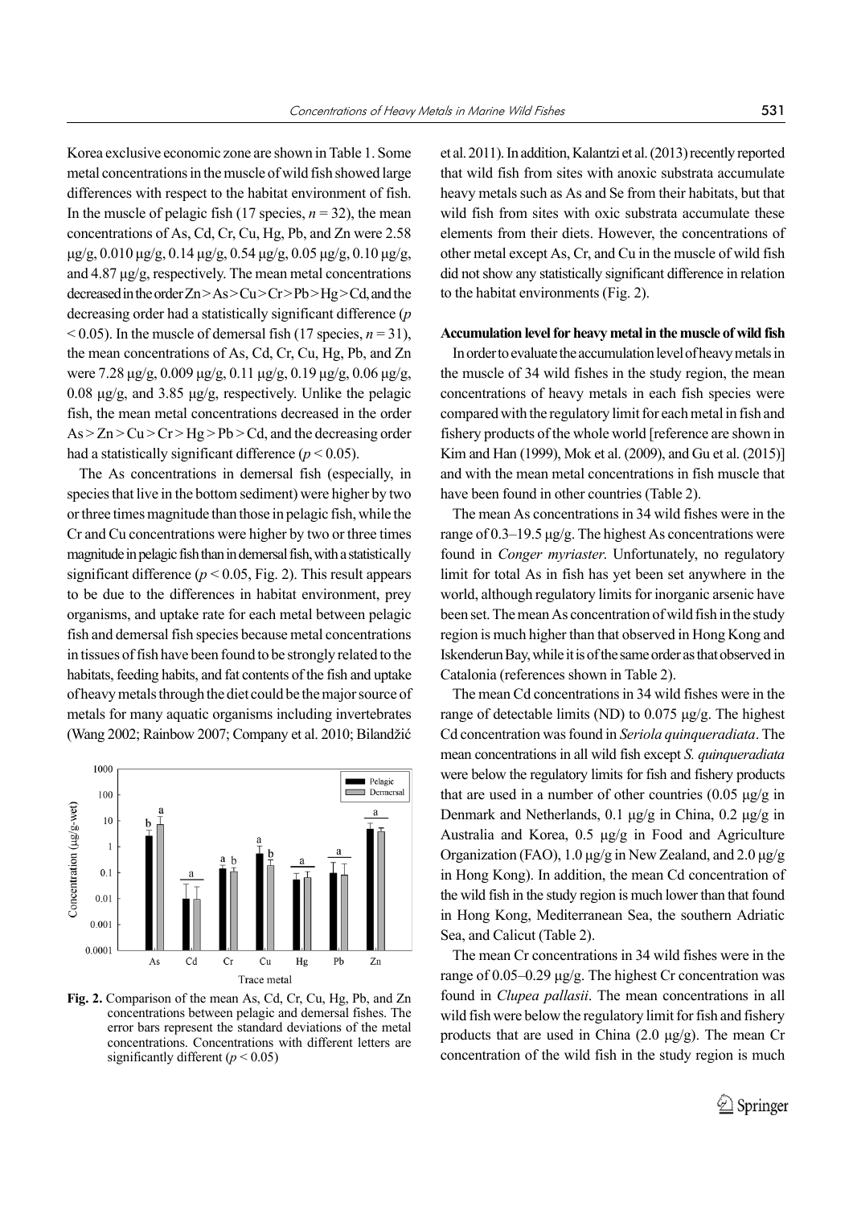Korea exclusive economic zone are shown in Table 1. Some metal concentrations in the muscle of wild fish showed large differences with respect to the habitat environment of fish. In the muscle of pelagic fish (17 species, $n = 32$), the mean concentrations of As, Cd, Cr, Cu, Hg, Pb, and Zn were 2.58 μg/g, 0.010 μg/g, 0.14 μg/g, 0.54 μg/g, 0.05 μg/g, 0.10 μg/g, and 4.87 μg/g, respectively. The mean metal concentrations decreased in the order Zn > As > Cu > Cr > Pb > Hg > Cd, and the decreasing order had a statistically significant difference ($p < 0.05$). In the muscle of demersal fish (17 species, $n = 31$), the mean concentrations of As, Cd, Cr, Cu, Hg, Pb, and Zn were 7.28 μg/g, 0.009 μg/g, 0.11 μg/g, 0.19 μg/g, 0.06 μg/g, 0.08 μg/g, and 3.85 μg/g, respectively. Unlike the pelagic fish, the mean metal concentrations decreased in the order As > Zn > Cu > Cr > Hg > Pb > Cd, and the decreasing order had a statistically significant difference ($p < 0.05$).

The As concentrations in demersal fish (especially, in species that live in the bottom sediment) were higher by two or three times magnitude than those in pelagic fish, while the Cr and Cu concentrations were higher by two or three times magnitude in pelagic fish than in demersal fish, with a statistically significant difference ($p < 0.05$, Fig. 2). This result appears to be due to the differences in habitat environment, prey organisms, and uptake rate for each metal between pelagic fish and demersal fish species because metal concentrations in tissues of fish have been found to be strongly related to the habitats, feeding habits, and fat contents of the fish and uptake of heavy metals through the diet could be the major source of metals for many aquatic organisms including invertebrates (Wang 2002; Rainbow 2007; Company et al. 2010; Bilandžić et al. 2011). In addition, Kalantzi et al. (2013) recently reported that wild fish from sites with anoxic substrata accumulate heavy metals such as As and Se from their habitats, but that wild fish from sites with oxic substrata accumulate these elements from their diets. However, the concentrations of other metal except As, Cr, and Cu in the muscle of wild fish did not show any statistically significant difference in relation to the habitat environments (Fig. 2).

**Fig. 2.** Comparison of the mean As, Cd, Cr, Cu, Hg, Pb, and Zn concentrations between pelagic and demersal fishes. The error bars represent the standard deviations of the metal concentrations. Concentrations with different letters are significantly different ($p < 0.05$)

#### Accumulation level for heavy metal in the muscle of wild fish

In order to evaluate the accumulation level of heavy metals in the muscle of 34 wild fishes in the study region, the mean concentrations of heavy metals in each fish species were compared with the regulatory limit for each metal in fish and fishery products of the whole world [reference are shown in Kim and Han (1999), Mok et al. (2009), and Gu et al. (2015)] and with the mean metal concentrations in fish muscle that have been found in other countries (Table 2).

The mean As concentrations in 34 wild fishes were in the range of 0.3–19.5 μg/g. The highest As concentrations were found in *Conger myriaster*. Unfortunately, no regulatory limit for total As in fish has yet been set anywhere in the world, although regulatory limits for inorganic arsenic have been set. The mean As concentration of wild fish in the study region is much higher than that observed in Hong Kong and Iskenderun Bay, while it is of the same order as that observed in Catalonia (references shown in Table 2).

The mean Cd concentrations in 34 wild fishes were in the range of detectable limits (ND) to 0.075 μg/g. The highest Cd concentration was found in *Seriola quinqueradiata*. The mean concentrations in all wild fish except *S. quinqueradiata* were below the regulatory limits for fish and fishery products that are used in a number of other countries (0.05 μg/g in Denmark and Netherlands, 0.1 μg/g in China, 0.2 μg/g in Australia and Korea, 0.5 μg/g in Food and Agriculture Organization (FAO), 1.0 μg/g in New Zealand, and 2.0 μg/g in Hong Kong). In addition, the mean Cd concentration of the wild fish in the study region is much lower than that found in Hong Kong, Mediterranean Sea, the southern Adriatic Sea, and Calicut (Table 2).

The mean Cr concentrations in 34 wild fishes were in the range of 0.05–0.29 μg/g. The highest Cr concentration was found in *Clupea pallasii*. The mean concentrations in all wild fish were below the regulatory limit for fish and fishery products that are used in China (2.0 μg/g). The mean Cr concentration of the wild fish in the study region is much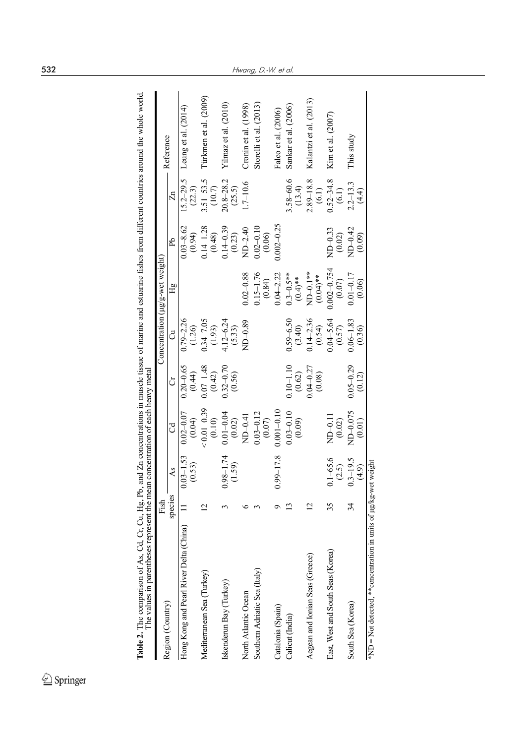**Table 2.** The comparison of As, Cd, Cr, Cu, Hg, Pb, and Zn concentrations in muscle tissue of marine and estuarine fishes from different countries around the whole world. The values in parentheses represent the mean concentration of each heavy metal

| Region (Country) | Fish species | Concentration (μg/g-wet weight) | | | | | | | Reference |
|---|---|---|---|---|---|---|---|---|---|
| | | As | Cd | Cr | Cu | Hg | Pb | Zn | |
| Hong Kong and Pearl River Delta (China) | 11 | 0.03–1.53 (0.53) | 0.02–0.07 (0.04) | 0.20–0.65 (0.44) | 0.79–2.26 (1.26) | | 0.03–8.62 (0.94) | 15.2–29.5 (22.3) | Leung et al. (2014) |
| Mediterranean Sea (Turkey) | 12 | | <0.01–0.39 (0.10) | 0.07–1.48 (0.42) | 0.34–7.05 (1.93) | | 0.14–1.28 (0.48) | 3.51–53.5 (10.7) | Türkmen et al. (2009) |
| Iskenderun Bay (Turkey) | 3 | 0.98–1.74 (1.59) | 0.01–0.04 (0.02) | 0.32–0.70 (0.56) | 4.12–6.24 (5.33) | | 0.14–0.39 (0.23) | 20.8–28.2 (25.5) | Yilmaz et al. (2010) |
| North Atlantic Ocean | 6 | | ND–0.41 | | ND–0.89 | 0.02–0.88 | ND–2.40 | 1.7–10.6 | Cronin et al. (1998) |
| Southern Adriatic Sea (Italy) | 3 | | 0.03–0.12 (0.07) | | | 0.15–1.76 (0.84) | 0.02–0.10 (0.06) | | Storelli et al. (2013) |
| Catalonia (Spain) | 9 | 0.99–17.8 | 0.001–0.10 | | | 0.04–2.22 | 0.002–0.25 | | Falco et al. (2006) |
| Calicut (India) | 13 | | 0.03–0.10 (0.09) | 0.10–1.10 (0.62) | 0.59–6.50 (3.40) | 0.3–0.5** (0.4)** | | 3.58–60.6 (13.4) | Sankar et al. (2006) |
| Aegean and Ionian Seas (Greece) | 12 | | | 0.04–0.27 (0.08) | 0.14–2.36 (0.54) | ND–0.1** (0.04)** | | 2.89–18.8 (6.1) | Kalantzi et al. (2013) |
| East, West and South Seas (Korea) | 35 | 0.1–65.6 (2.5) | ND–0.11 (0.02) | | 0.04–5.64 (0.57) | 0.002–0.754 (0.07) | ND–0.33 (0.02) | 0.52–34.8 (6.1) | Kim et al. (2007) |
| South Sea (Korea) | 34 | 0.3–19.5 (4.9) | ND–0.075 (0.01) | 0.05–0.29 (0.12) | 0.06–1.83 (0.36) | 0.01–0.17 (0.06) | ND–0.42 (0.09) | 2.2–13.3 (4.4) | This study |

*ND = Not detected, **concentration in units of μg/kg-wet weight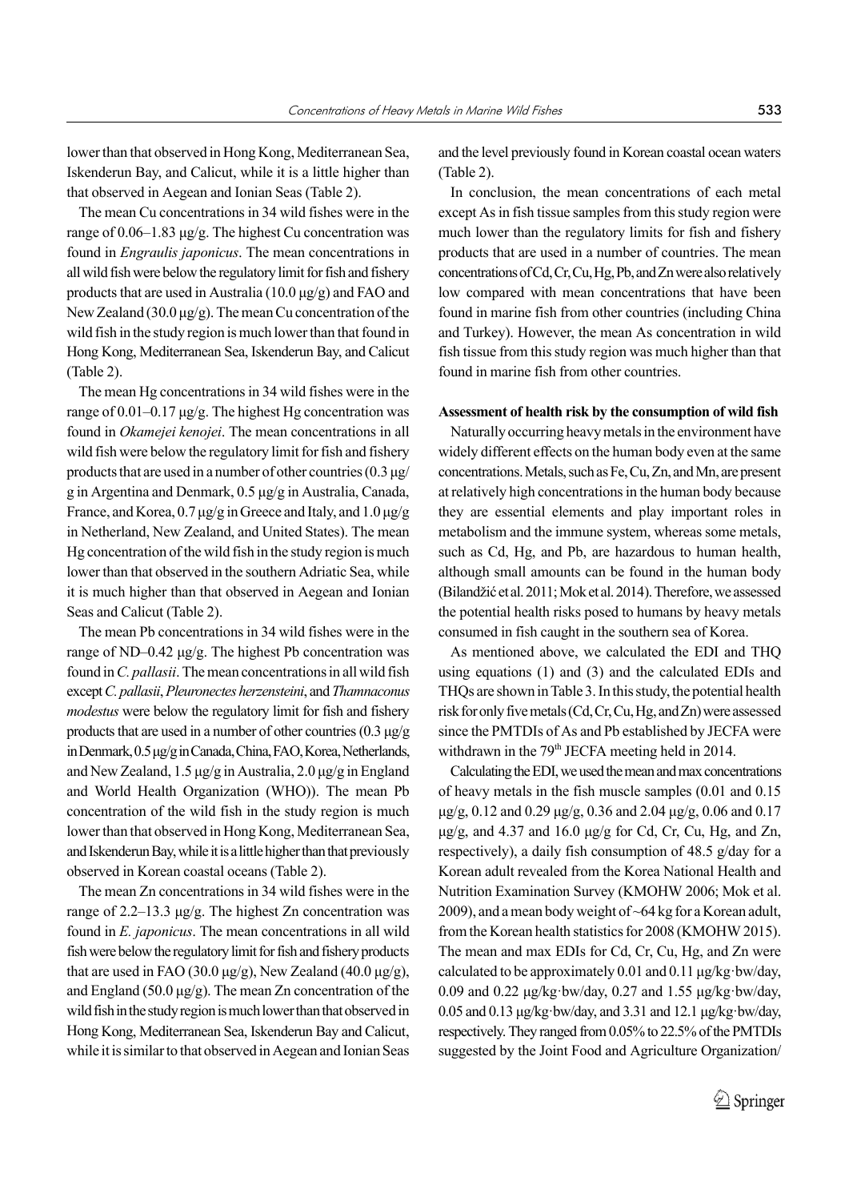lower than that observed in Hong Kong, Mediterranean Sea, Iskenderun Bay, and Calicut, while it is a little higher than that observed in Aegean and Ionian Seas (Table 2).

The mean Cu concentrations in 34 wild fishes were in the range of 0.06–1.83 μg/g. The highest Cu concentration was found in *Engraulis japonicus*. The mean concentrations in all wild fish were below the regulatory limit for fish and fishery products that are used in Australia (10.0 μg/g) and FAO and New Zealand (30.0 μg/g). The mean Cu concentration of the wild fish in the study region is much lower than that found in Hong Kong, Mediterranean Sea, Iskenderun Bay, and Calicut (Table 2).

The mean Hg concentrations in 34 wild fishes were in the range of 0.01–0.17 μg/g. The highest Hg concentration was found in *Okamejei kenojei*. The mean concentrations in all wild fish were below the regulatory limit for fish and fishery products that are used in a number of other countries (0.3 μg/g in Argentina and Denmark, 0.5 μg/g in Australia, Canada, France, and Korea, 0.7 μg/g in Greece and Italy, and 1.0 μg/g in Netherland, New Zealand, and United States). The mean Hg concentration of the wild fish in the study region is much lower than that observed in the southern Adriatic Sea, while it is much higher than that observed in Aegean and Ionian Seas and Calicut (Table 2).

The mean Pb concentrations in 34 wild fishes were in the range of ND–0.42 μg/g. The highest Pb concentration was found in *C. pallasii*. The mean concentrations in all wild fish except *C. pallasii*, *Pleuronectes herzensteini*, and *Thamnaconus modestus* were below the regulatory limit for fish and fishery products that are used in a number of other countries (0.3 μg/g in Denmark, 0.5 μg/g in Canada, China, FAO, Korea, Netherlands, and New Zealand, 1.5 μg/g in Australia, 2.0 μg/g in England and World Health Organization (WHO)). The mean Pb concentration of the wild fish in the study region is much lower than that observed in Hong Kong, Mediterranean Sea, and Iskenderun Bay, while it is a little higher than that previously observed in Korean coastal oceans (Table 2).

The mean Zn concentrations in 34 wild fishes were in the range of 2.2–13.3 μg/g. The highest Zn concentration was found in *E. japonicus*. The mean concentrations in all wild fish were below the regulatory limit for fish and fishery products that are used in FAO (30.0 μg/g), New Zealand (40.0 μg/g), and England (50.0 μg/g). The mean Zn concentration of the wild fish in the study region is much lower than that observed in Hong Kong, Mediterranean Sea, Iskenderun Bay and Calicut, while it is similar to that observed in Aegean and Ionian Seas and the level previously found in Korean coastal ocean waters (Table 2).

In conclusion, the mean concentrations of each metal except As in fish tissue samples from this study region were much lower than the regulatory limits for fish and fishery products that are used in a number of countries. The mean concentrations of Cd, Cr, Cu, Hg, Pb, and Zn were also relatively low compared with mean concentrations that have been found in marine fish from other countries (including China and Turkey). However, the mean As concentration in wild fish tissue from this study region was much higher than that found in marine fish from other countries.

**Assessment of health risk by the consumption of wild fish**

Naturally occurring heavy metals in the environment have widely different effects on the human body even at the same concentrations. Metals, such as Fe, Cu, Zn, and Mn, are present at relatively high concentrations in the human body because they are essential elements and play important roles in metabolism and the immune system, whereas some metals, such as Cd, Hg, and Pb, are hazardous to human health, although small amounts can be found in the human body (Bilandžić et al. 2011; Mok et al. 2014). Therefore, we assessed the potential health risks posed to humans by heavy metals consumed in fish caught in the southern sea of Korea.

As mentioned above, we calculated the EDI and THQ using equations (1) and (3) and the calculated EDIs and THQs are shown in Table 3. In this study, the potential health risk for only five metals (Cd, Cr, Cu, Hg, and Zn) were assessed since the PMTDIs of As and Pb established by JECFA were withdrawn in the 79th JECFA meeting held in 2014.

Calculating the EDI, we used the mean and max concentrations of heavy metals in the fish muscle samples (0.01 and 0.15 μg/g, 0.12 and 0.29 μg/g, 0.36 and 2.04 μg/g, 0.06 and 0.17 μg/g, and 4.37 and 16.0 μg/g for Cd, Cr, Cu, Hg, and Zn, respectively), a daily fish consumption of 48.5 g/day for a Korean adult revealed from the Korea National Health and Nutrition Examination Survey (KMOHW 2006; Mok et al. 2009), and a mean body weight of ~64 kg for a Korean adult, from the Korean health statistics for 2008 (KMOHW 2015). The mean and max EDIs for Cd, Cr, Cu, Hg, and Zn were calculated to be approximately 0.01 and 0.11 μg/kg·bw/day, 0.09 and 0.22 μg/kg·bw/day, 0.27 and 1.55 μg/kg·bw/day, 0.05 and 0.13 μg/kg·bw/day, and 3.31 and 12.1 μg/kg·bw/day, respectively. They ranged from 0.05% to 22.5% of the PMTDIs suggested by the Joint Food and Agriculture Organization/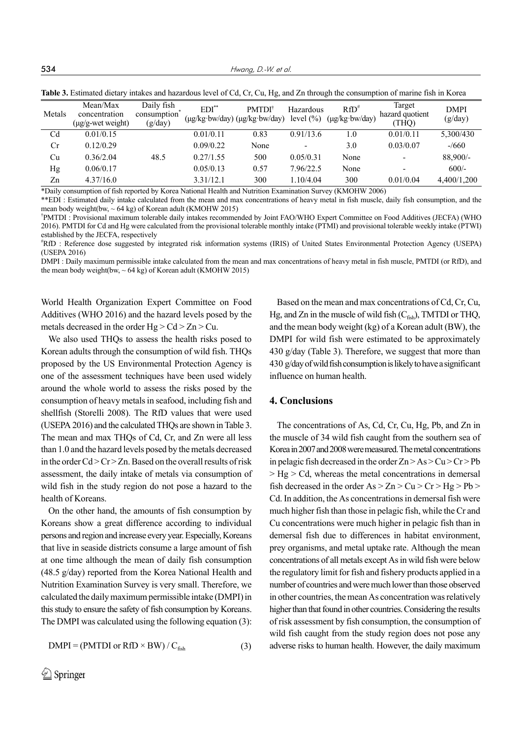**Table 3.** Estimated dietary intakes and hazardous level of Cd, Cr, Cu, Hg, and Zn through the consumption of marine fish in Korea

| Metals | Mean/Max concentration (μg/g-wet weight) | Daily fish consumption* (g/day) | EDI** (μg/kg·bw/day) | PMTDI† (μg/kg·bw/day) | Hazardous level (%) | RfD# (μg/kg·bw/day) | Target hazard quotient (THQ) | DMPI (g/day) |
|---|---|---|---|---|---|---|---|---|
| Cd | 0.01/0.15 | | 0.01/0.11 | 0.83 | 0.91/13.6 | 1.0 | 0.01/0.11 | 5,300/430 |
| Cr | 0.12/0.29 | | 0.09/0.22 | None | - | 3.0 | 0.03/0.07 | -/660 |
| Cu | 0.36/2.04 | 48.5 | 0.27/1.55 | 500 | 0.05/0.31 | None | - | 88,900/- |
| Hg | 0.06/0.17 | | 0.05/0.13 | 0.57 | 7.96/22.5 | None | - | 600/- |
| Zn | 4.37/16.0 | | 3.31/12.1 | 300 | 1.10/4.04 | 300 | 0.01/0.04 | 4,400/1,200 |

*Daily consumption of fish reported by Korea National Health and Nutrition Examination Survey (KMOHW 2006)

**EDI : Estimated daily intake calculated from the mean and max concentrations of heavy metal in fish muscle, daily fish consumption, and the mean body weight(bw, ~ 64 kg) of Korean adult (KMOHW 2015)

†PMTDI : Provisional maximum tolerable daily intakes recommended by Joint FAO/WHO Expert Committee on Food Additives (JECFA) (WHO 2016). PMTDI for Cd and Hg were calculated from the provisional tolerable monthly intake (PTMI) and provisional tolerable weekly intake (PTWI) established by the JECFA, respectively

#RfD : Reference dose suggested by integrated risk information systems (IRIS) of United States Environmental Protection Agency (USEPA) (USEPA 2016)

DMPI : Daily maximum permissible intake calculated from the mean and max concentrations of heavy metal in fish muscle, PMTDI (or RfD), and the mean body weight(bw, ~ 64 kg) of Korean adult (KMOHW 2015)

World Health Organization Expert Committee on Food Additives (WHO 2016) and the hazard levels posed by the metals decreased in the order Hg > Cd > Zn > Cu.

We also used THQs to assess the health risks posed to Korean adults through the consumption of wild fish. THQs proposed by the US Environmental Protection Agency is one of the assessment techniques have been used widely around the whole world to assess the risks posed by the consumption of heavy metals in seafood, including fish and shellfish (Storelli 2008). The RfD values that were used (USEPA 2016) and the calculated THQs are shown in Table 3. The mean and max THQs of Cd, Cr, and Zn were all less than 1.0 and the hazard levels posed by the metals decreased in the order Cd > Cr > Zn. Based on the overall results of risk assessment, the daily intake of metals via consumption of wild fish in the study region do not pose a hazard to the health of Koreans.

On the other hand, the amounts of fish consumption by Koreans show a great difference according to individual persons and region and increase every year. Especially, Koreans that live in seaside districts consume a large amount of fish at one time although the mean of daily fish consumption (48.5 g/day) reported from the Korea National Health and Nutrition Examination Survey is very small. Therefore, we calculated the daily maximum permissible intake (DMPI) in this study to ensure the safety of fish consumption by Koreans. The DMPI was calculated using the following equation (3):

$$\text{DMPI} = (\text{PMTDI or RfD} \times \text{BW}) / C_{fish} \quad (3)$$

Based on the mean and max concentrations of Cd, Cr, Cu, Hg, and Zn in the muscle of wild fish ($C_{fish}$), TMTDI or THQ, and the mean body weight (kg) of a Korean adult (BW), the DMPI for wild fish were estimated to be approximately 430 g/day (Table 3). Therefore, we suggest that more than 430 g/day of wild fish consumption is likely to have a significant influence on human health.

## 4. Conclusions

The concentrations of As, Cd, Cr, Cu, Hg, Pb, and Zn in the muscle of 34 wild fish caught from the southern sea of Korea in 2007 and 2008 were measured. The metal concentrations in pelagic fish decreased in the order Zn > As > Cu > Cr > Pb > Hg > Cd, whereas the metal concentrations in demersal fish decreased in the order As > Zn > Cu > Cr > Hg > Pb > Cd. In addition, the As concentrations in demersal fish were much higher fish than those in pelagic fish, while the Cr and Cu concentrations were much higher in pelagic fish than in demersal fish due to differences in habitat environment, prey organisms, and metal uptake rate. Although the mean concentrations of all metals except As in wild fish were below the regulatory limit for fish and fishery products applied in a number of countries and were much lower than those observed in other countries, the mean As concentration was relatively higher than that found in other countries. Considering the results of risk assessment by fish consumption, the consumption of wild fish caught from the study region does not pose any adverse risks to human health. However, the daily maximum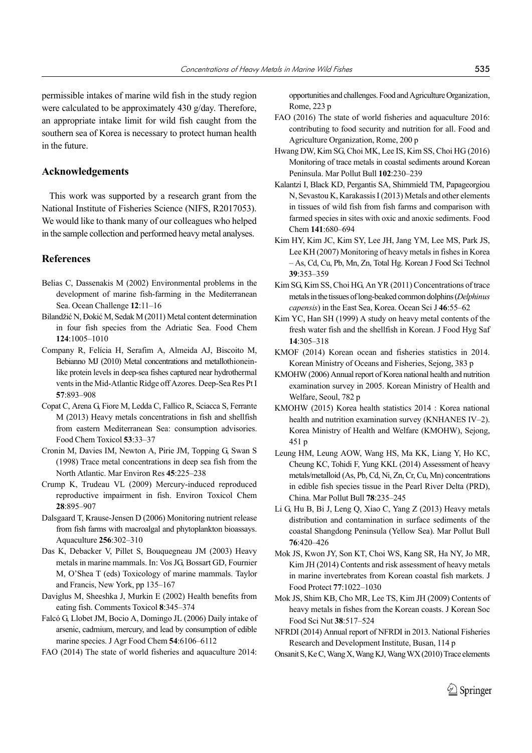permissible intakes of marine wild fish in the study region were calculated to be approximately 430 g/day. Therefore, an appropriate intake limit for wild fish caught from the southern sea of Korea is necessary to protect human health in the future.

## Acknowledgements

This work was supported by a research grant from the National Institute of Fisheries Science (NIFS, R2017053). We would like to thank many of our colleagues who helped in the sample collection and performed heavy metal analyses.

## References

Belias C, Dassenakis M (2002) Environmental problems in the development of marine fish-farming in the Mediterranean Sea. Ocean Challenge **12**:11–16

Bilandžić N, Đokić M, Sedak M (2011) Metal content determination in four fish species from the Adriatic Sea. Food Chem **124**:1005–1010

Company R, Felícia H, Serafim A, Almeida AJ, Biscoito M, Bebianno MJ (2010) Metal concentrations and metallothionein-like protein levels in deep-sea fishes captured near hydrothermal vents in the Mid-Atlantic Ridge off Azores. Deep-Sea Res Pt I **57**:893–908

Copat C, Arena G, Fiore M, Ledda C, Fallico R, Sciacca S, Ferrante M (2013) Heavy metals concentrations in fish and shellfish from eastern Mediterranean Sea: consumption advisories. Food Chem Toxicol **53**:33–37

Cronin M, Davies IM, Newton A, Pirie JM, Topping G, Swan S (1998) Trace metal concentrations in deep sea fish from the North Atlantic. Mar Environ Res **45**:225–238

Crump K, Trudeau VL (2009) Mercury-induced reproduced reproductive impairment in fish. Environ Toxicol Chem **28**:895–907

Dalsgaard T, Krause-Jensen D (2006) Monitoring nutrient release from fish farms with macroalgal and phytoplankton bioassays. Aquaculture **256**:302–310

Das K, Debacker V, Pillet S, Bouquegneau JM (2003) Heavy metals in marine mammals. In: Vos JG, Bossart GD, Fournier M, O'Shea T (eds) Toxicology of marine mammals. Taylor and Francis, New York, pp 135–167

Daviglus M, Sheeshka J, Murkin E (2002) Health benefits from eating fish. Comments Toxicol **8**:345–374

Falcó G, Llobet JM, Bocio A, Domingo JL (2006) Daily intake of arsenic, cadmium, mercury, and lead by consumption of edible marine species. J Agr Food Chem **54**:6106–6112

FAO (2014) The state of world fisheries and aquaculture 2014: opportunities and challenges. Food and Agriculture Organization, Rome, 223 p

FAO (2016) The state of world fisheries and aquaculture 2016: contributing to food security and nutrition for all. Food and Agriculture Organization, Rome, 200 p

Hwang DW, Kim SG, Choi MK, Lee IS, Kim SS, Choi HG (2016) Monitoring of trace metals in coastal sediments around Korean Peninsula. Mar Pollut Bull **102**:230–239

Kalantzi I, Black KD, Pergantis SA, Shimmield TM, Papageorgiou N, Sevastou K, Karakassis I (2013) Metals and other elements in tissues of wild fish from fish farms and comparison with farmed species in sites with oxic and anoxic sediments. Food Chem **141**:680–694

Kim HY, Kim JC, Kim SY, Lee JH, Jang YM, Lee MS, Park JS, Lee KH (2007) Monitoring of heavy metals in fishes in Korea – As, Cd, Cu, Pb, Mn, Zn, Total Hg. Korean J Food Sci Technol **39**:353–359

Kim SG, Kim SS, Choi HG, An YR (2011) Concentrations of trace metals in the tissues of long-beaked common dolphins (*Delphinus capensis*) in the East Sea, Korea. Ocean Sci J **46**:55–62

Kim YC, Han SH (1999) A study on heavy metal contents of the fresh water fish and the shellfish in Korean. J Food Hyg Saf **14**:305–318

KMOF (2014) Korean ocean and fisheries statistics in 2014. Korean Ministry of Oceans and Fisheries, Sejong, 383 p

KMOHW (2006) Annual report of Korea national health and nutrition examination survey in 2005. Korean Ministry of Health and Welfare, Seoul, 782 p

KMOHW (2015) Korea health statistics 2014 : Korea national health and nutrition examination survey (KNHANES IV–2). Korea Ministry of Health and Welfare (KMOHW), Sejong, 451 p

Leung HM, Leung AOW, Wang HS, Ma KK, Liang Y, Ho KC, Cheung KC, Tohidi F, Yung KKL (2014) Assessment of heavy metals/metalloid (As, Pb, Cd, Ni, Zn, Cr, Cu, Mn) concentrations in edible fish species tissue in the Pearl River Delta (PRD), China. Mar Pollut Bull **78**:235–245

Li G, Hu B, Bi J, Leng Q, Xiao C, Yang Z (2013) Heavy metals distribution and contamination in surface sediments of the coastal Shangdong Peninsula (Yellow Sea). Mar Pollut Bull **76**:420–426

Mok JS, Kwon JY, Son KT, Choi WS, Kang SR, Ha NY, Jo MR, Kim JH (2014) Contents and risk assessment of heavy metals in marine invertebrates from Korean coastal fish markets. J Food Protect **77**:1022–1030

Mok JS, Shim KB, Cho MR, Lee TS, Kim JH (2009) Contents of heavy metals in fishes from the Korean coasts. J Korean Soc Food Sci Nut **38**:517–524

NFRDI (2014) Annual report of NFRDI in 2013. National Fisheries Research and Development Institute, Busan, 114 p

Onsanit S, Ke C, Wang X, Wang KJ, Wang WX (2010) Trace elements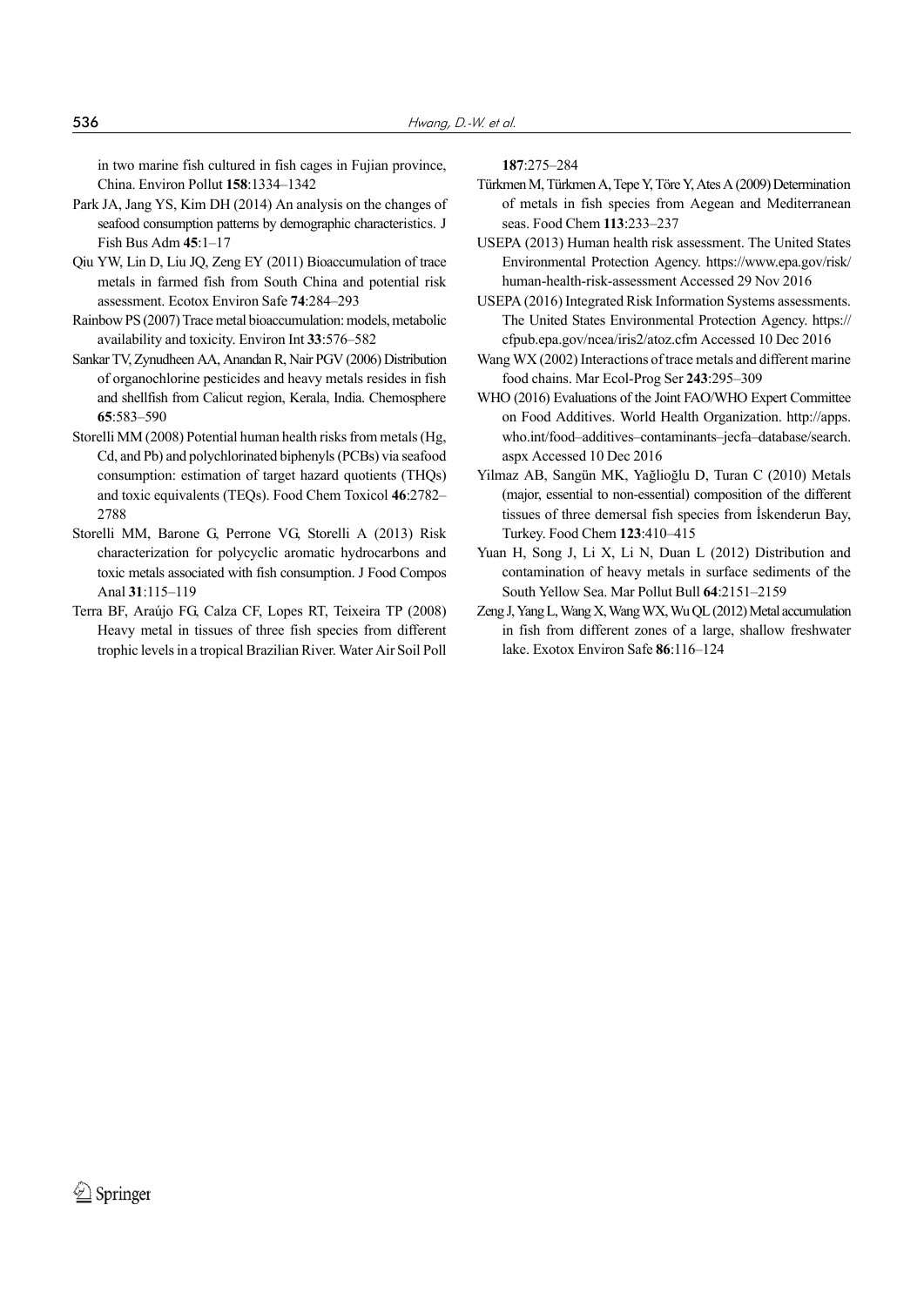in two marine fish cultured in fish cages in Fujian province, China. Environ Pollut **158**:1334–1342

Park JA, Jang YS, Kim DH (2014) An analysis on the changes of seafood consumption patterns by demographic characteristics. J Fish Bus Adm **45**:1–17

Qiu YW, Lin D, Liu JQ, Zeng EY (2011) Bioaccumulation of trace metals in farmed fish from South China and potential risk assessment. Ecotox Environ Safe **74**:284–293

Rainbow PS (2007) Trace metal bioaccumulation: models, metabolic availability and toxicity. Environ Int **33**:576–582

Sankar TV, Zynudheen AA, Anandan R, Nair PGV (2006) Distribution of organochlorine pesticides and heavy metals resides in fish and shellfish from Calicut region, Kerala, India. Chemosphere **65**:583–590

Storelli MM (2008) Potential human health risks from metals (Hg, Cd, and Pb) and polychlorinated biphenyls (PCBs) via seafood consumption: estimation of target hazard quotients (THQs) and toxic equivalents (TEQs). Food Chem Toxicol **46**:2782–2788

Storelli MM, Barone G, Perrone VG, Storelli A (2013) Risk characterization for polycyclic aromatic hydrocarbons and toxic metals associated with fish consumption. J Food Compos Anal **31**:115–119

Terra BF, Araújo FG, Calza CF, Lopes RT, Teixeira TP (2008) Heavy metal in tissues of three fish species from different trophic levels in a tropical Brazilian River. Water Air Soil Poll **187**:275–284

Türkmen M, Türkmen A, Tepe Y, Töre Y, Ates A (2009) Determination of metals in fish species from Aegean and Mediterranean seas. Food Chem **113**:233–237

USEPA (2013) Human health risk assessment. The United States Environmental Protection Agency. https://www.epa.gov/risk/human-health-risk-assessment Accessed 29 Nov 2016

USEPA (2016) Integrated Risk Information Systems assessments. The United States Environmental Protection Agency. https://cfpub.epa.gov/ncea/iris2/atoz.cfm Accessed 10 Dec 2016

Wang WX (2002) Interactions of trace metals and different marine food chains. Mar Ecol-Prog Ser **243**:295–309

WHO (2016) Evaluations of the Joint FAO/WHO Expert Committee on Food Additives. World Health Organization. http://apps.who.int/food–additives–contaminants–jecfa–database/search.aspx Accessed 10 Dec 2016

Yilmaz AB, Sangün MK, Yağlioğlu D, Turan C (2010) Metals (major, essential to non-essential) composition of the different tissues of three demersal fish species from İskenderun Bay, Turkey. Food Chem **123**:410–415

Yuan H, Song J, Li X, Li N, Duan L (2012) Distribution and contamination of heavy metals in surface sediments of the South Yellow Sea. Mar Pollut Bull **64**:2151–2159

Zeng J, Yang L, Wang X, Wang WX, Wu QL (2012) Metal accumulation in fish from different zones of a large, shallow freshwater lake. Exotox Environ Safe **86**:116–124